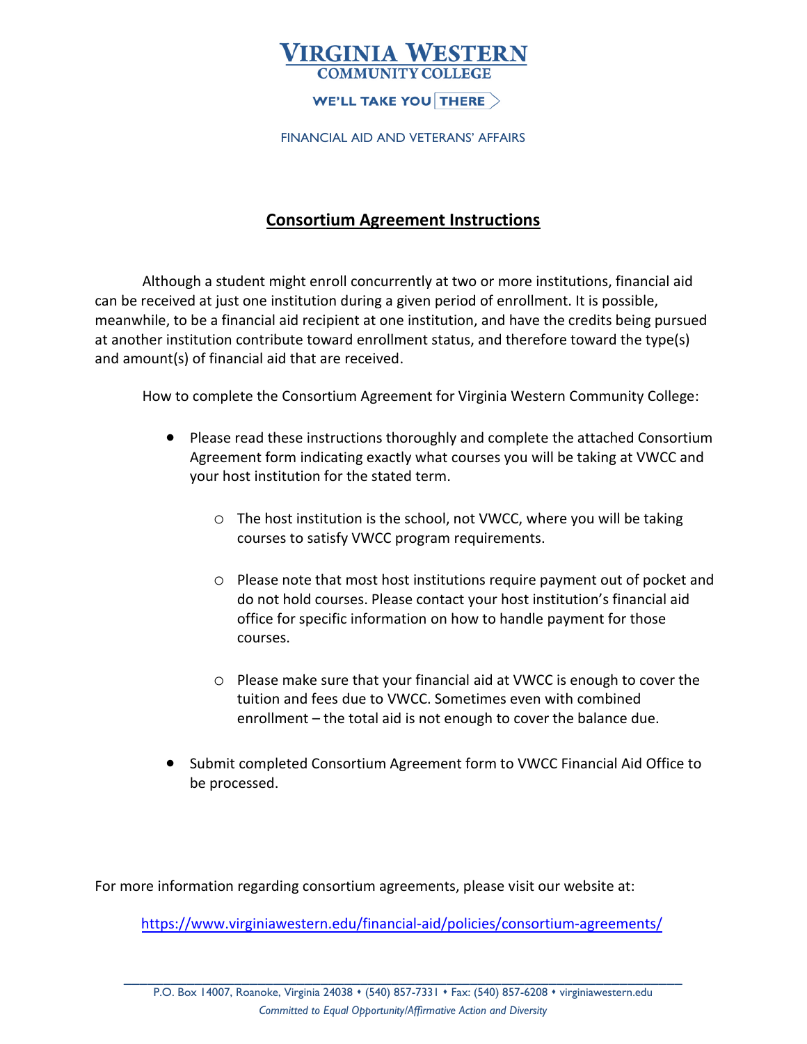**VIRGINIA WESTERN**
**COMMUNITY COLLEGE**

WE'LL TAKE YOU THERE

FINANCIAL AID AND VETERANS' AFFAIRS

# Consortium Agreement Instructions

Although a student might enroll concurrently at two or more institutions, financial aid can be received at just one institution during a given period of enrollment. It is possible, meanwhile, to be a financial aid recipient at one institution, and have the credits being pursued at another institution contribute toward enrollment status, and therefore toward the type(s) and amount(s) of financial aid that are received.

How to complete the Consortium Agreement for Virginia Western Community College:

- Please read these instructions thoroughly and complete the attached Consortium Agreement form indicating exactly what courses you will be taking at VWCC and your host institution for the stated term.
  - The host institution is the school, not VWCC, where you will be taking courses to satisfy VWCC program requirements.
  - Please note that most host institutions require payment out of pocket and do not hold courses. Please contact your host institution's financial aid office for specific information on how to handle payment for those courses.
  - Please make sure that your financial aid at VWCC is enough to cover the tuition and fees due to VWCC. Sometimes even with combined enrollment – the total aid is not enough to cover the balance due.
- Submit completed Consortium Agreement form to VWCC Financial Aid Office to be processed.

For more information regarding consortium agreements, please visit our website at:

https://www.virginiawestern.edu/financial-aid/policies/consortium-agreements/

P.O. Box 14007, Roanoke, Virginia 24038 • (540) 857-7331 • Fax: (540) 857-6208 • virginiawestern.edu

*Committed to Equal Opportunity/Affirmative Action and Diversity*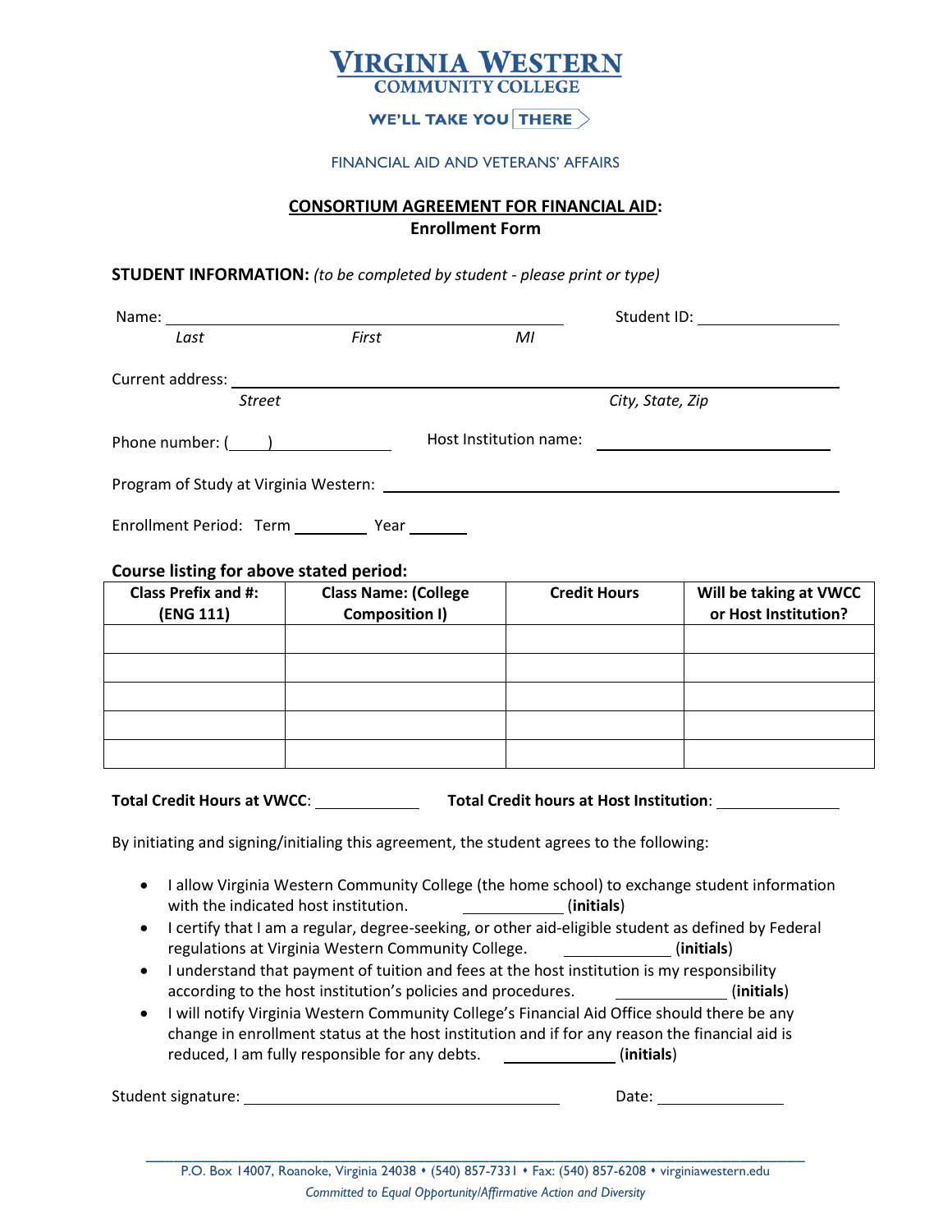VIRGINIA WESTERN
COMMUNITY COLLEGE

WE'LL TAKE YOU THERE

FINANCIAL AID AND VETERANS' AFFAIRS

## CONSORTIUM AGREEMENT FOR FINANCIAL AID:
### Enrollment Form

**STUDENT INFORMATION:** *(to be completed by student - please print or type)*

Name: ______________________________________ Student ID: ______________
*Last* *First* *MI*

Current address: ________________________________________________
*Street* *City, State, Zip*

Phone number: (____) ___________ Host Institution name: ______________________

Program of Study at Virginia Western: ______________________________________

Enrollment Period: Term ________ Year _______

**Course listing for above stated period:**

| Class Prefix and #: (ENG 111) | Class Name: (College Composition I) | Credit Hours | Will be taking at VWCC or Host Institution? |
|---|---|---|---|
| | | | |
| | | | |
| | | | |
| | | | |
| | | | |

**Total Credit Hours at VWCC**: ___________ **Total Credit hours at Host Institution**: ___________

By initiating and signing/initialing this agreement, the student agrees to the following:

- I allow Virginia Western Community College (the home school) to exchange student information with the indicated host institution. ___________ (**initials**)
- I certify that I am a regular, degree-seeking, or other aid-eligible student as defined by Federal regulations at Virginia Western Community College. ___________ (**initials**)
- I understand that payment of tuition and fees at the host institution is my responsibility according to the host institution's policies and procedures. ___________ (**initials**)
- I will notify Virginia Western Community College's Financial Aid Office should there be any change in enrollment status at the host institution and if for any reason the financial aid is reduced, I am fully responsible for any debts. ___________ (**initials**)

Student signature: ______________________________ Date: ______________

P.O. Box 14007, Roanoke, Virginia 24038 • (540) 857-7331 • Fax: (540) 857-6208 • virginiawestern.edu

*Committed to Equal Opportunity/Affirmative Action and Diversity*